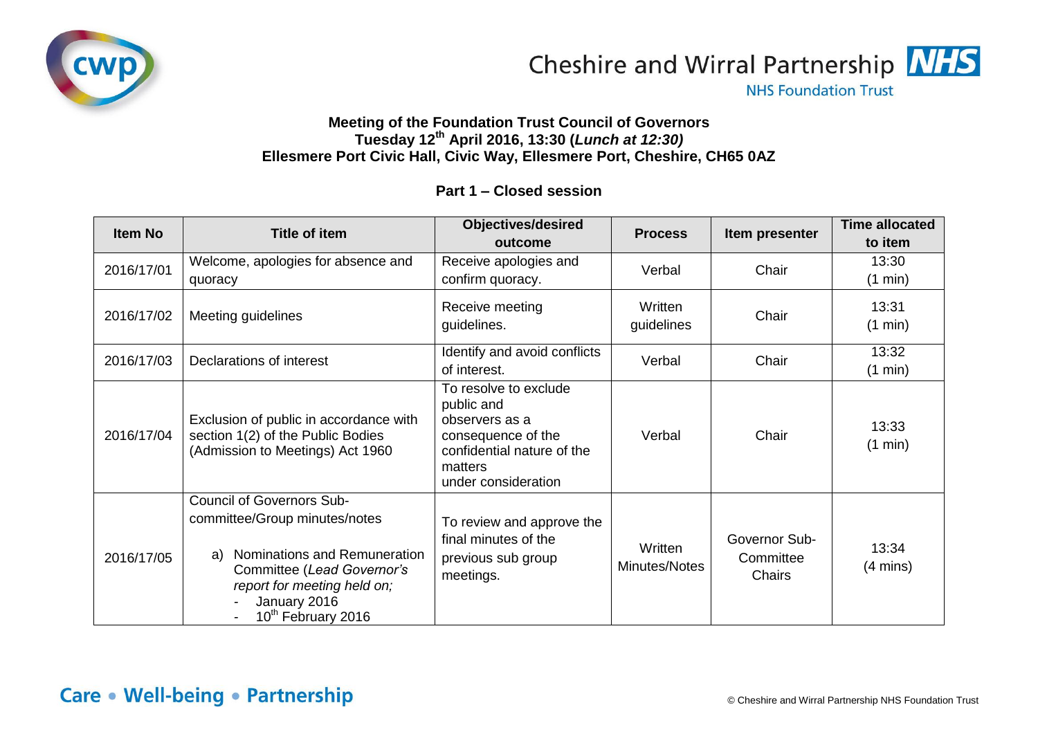Cheshire and Wirral Partnership NHS Foundation Trust

**Meeting of the Foundation Trust Council of Governors**
**Tuesday 12th April 2016, 13:30 (*Lunch at 12:30)***
**Ellesmere Port Civic Hall, Civic Way, Ellesmere Port, Cheshire, CH65 0AZ**

**Part 1 – Closed session**

| Item No | Title of item | Objectives/desired outcome | Process | Item presenter | Time allocated to item |
|---|---|---|---|---|---|
| 2016/17/01 | Welcome, apologies for absence and quoracy | Receive apologies and confirm quoracy. | Verbal | Chair | 13:30 (1 min) |
| 2016/17/02 | Meeting guidelines | Receive meeting guidelines. | Written guidelines | Chair | 13:31 (1 min) |
| 2016/17/03 | Declarations of interest | Identify and avoid conflicts of interest. | Verbal | Chair | 13:32 (1 min) |
| 2016/17/04 | Exclusion of public in accordance with section 1(2) of the Public Bodies (Admission to Meetings) Act 1960 | To resolve to exclude public and observers as a consequence of the confidential nature of the matters under consideration | Verbal | Chair | 13:33 (1 min) |
| 2016/17/05 | Council of Governors Sub-committee/Group minutes/notes<br><br>a) Nominations and Remuneration Committee (*Lead Governor's report for meeting held on;*<br>- January 2016<br>- 10th February 2016 | To review and approve the final minutes of the previous sub group meetings. | Written Minutes/Notes | Governor Sub-Committee Chairs | 13:34 (4 mins) |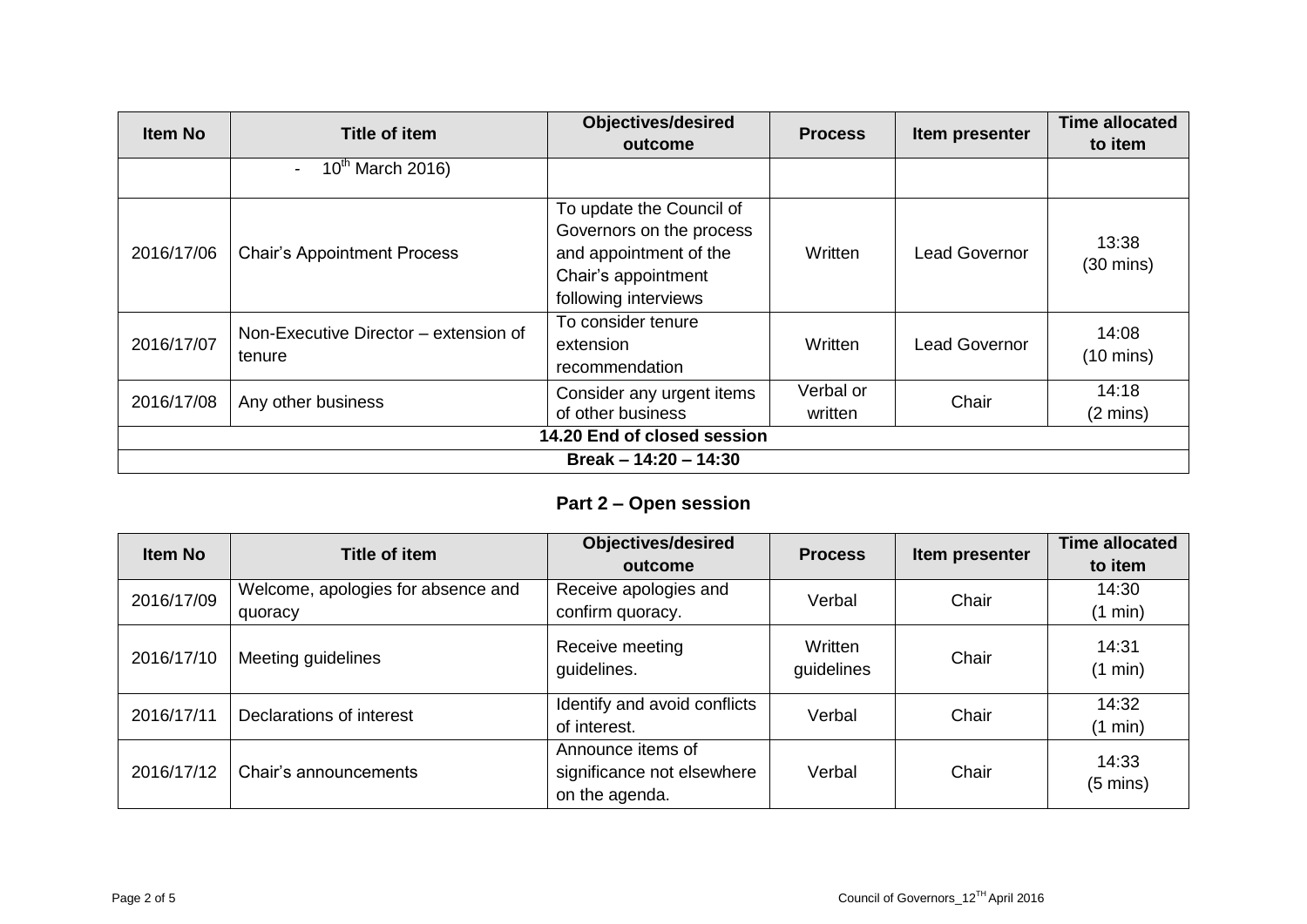| Item No | Title of item | Objectives/desired outcome | Process | Item presenter | Time allocated to item |
|---|---|---|---|---|---|
| | - 10th March 2016) | | | | |
| 2016/17/06 | Chair's Appointment Process | To update the Council of Governors on the process and appointment of the Chair's appointment following interviews | Written | Lead Governor | 13:38 (30 mins) |
| 2016/17/07 | Non-Executive Director – extension of tenure | To consider tenure extension recommendation | Written | Lead Governor | 14:08 (10 mins) |
| 2016/17/08 | Any other business | Consider any urgent items of other business | Verbal or written | Chair | 14:18 (2 mins) |
| **14.20 End of closed session** | | | | | |
| **Break – 14:20 – 14:30** | | | | | |

## Part 2 – Open session

| Item No | Title of item | Objectives/desired outcome | Process | Item presenter | Time allocated to item |
|---|---|---|---|---|---|
| 2016/17/09 | Welcome, apologies for absence and quoracy | Receive apologies and confirm quoracy. | Verbal | Chair | 14:30 (1 min) |
| 2016/17/10 | Meeting guidelines | Receive meeting guidelines. | Written guidelines | Chair | 14:31 (1 min) |
| 2016/17/11 | Declarations of interest | Identify and avoid conflicts of interest. | Verbal | Chair | 14:32 (1 min) |
| 2016/17/12 | Chair's announcements | Announce items of significance not elsewhere on the agenda. | Verbal | Chair | 14:33 (5 mins) |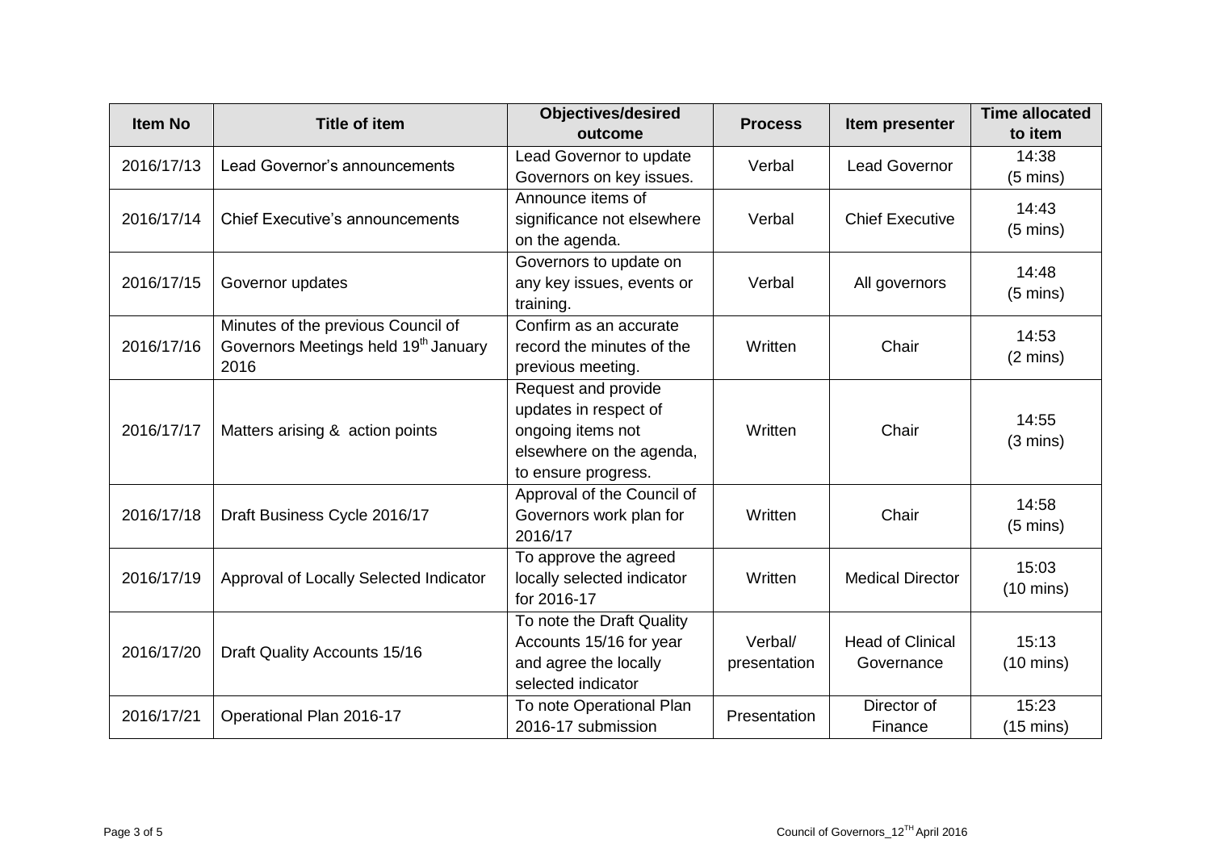| Item No | Title of item | Objectives/desired outcome | Process | Item presenter | Time allocated to item |
|---|---|---|---|---|---|
| 2016/17/13 | Lead Governor's announcements | Lead Governor to update Governors on key issues. | Verbal | Lead Governor | 14:38 (5 mins) |
| 2016/17/14 | Chief Executive's announcements | Announce items of significance not elsewhere on the agenda. | Verbal | Chief Executive | 14:43 (5 mins) |
| 2016/17/15 | Governor updates | Governors to update on any key issues, events or training. | Verbal | All governors | 14:48 (5 mins) |
| 2016/17/16 | Minutes of the previous Council of Governors Meetings held 19th January 2016 | Confirm as an accurate record the minutes of the previous meeting. | Written | Chair | 14:53 (2 mins) |
| 2016/17/17 | Matters arising & action points | Request and provide updates in respect of ongoing items not elsewhere on the agenda, to ensure progress. | Written | Chair | 14:55 (3 mins) |
| 2016/17/18 | Draft Business Cycle 2016/17 | Approval of the Council of Governors work plan for 2016/17 | Written | Chair | 14:58 (5 mins) |
| 2016/17/19 | Approval of Locally Selected Indicator | To approve the agreed locally selected indicator for 2016-17 | Written | Medical Director | 15:03 (10 mins) |
| 2016/17/20 | Draft Quality Accounts 15/16 | To note the Draft Quality Accounts 15/16 for year and agree the locally selected indicator | Verbal/ presentation | Head of Clinical Governance | 15:13 (10 mins) |
| 2016/17/21 | Operational Plan 2016-17 | To note Operational Plan 2016-17 submission | Presentation | Director of Finance | 15:23 (15 mins) |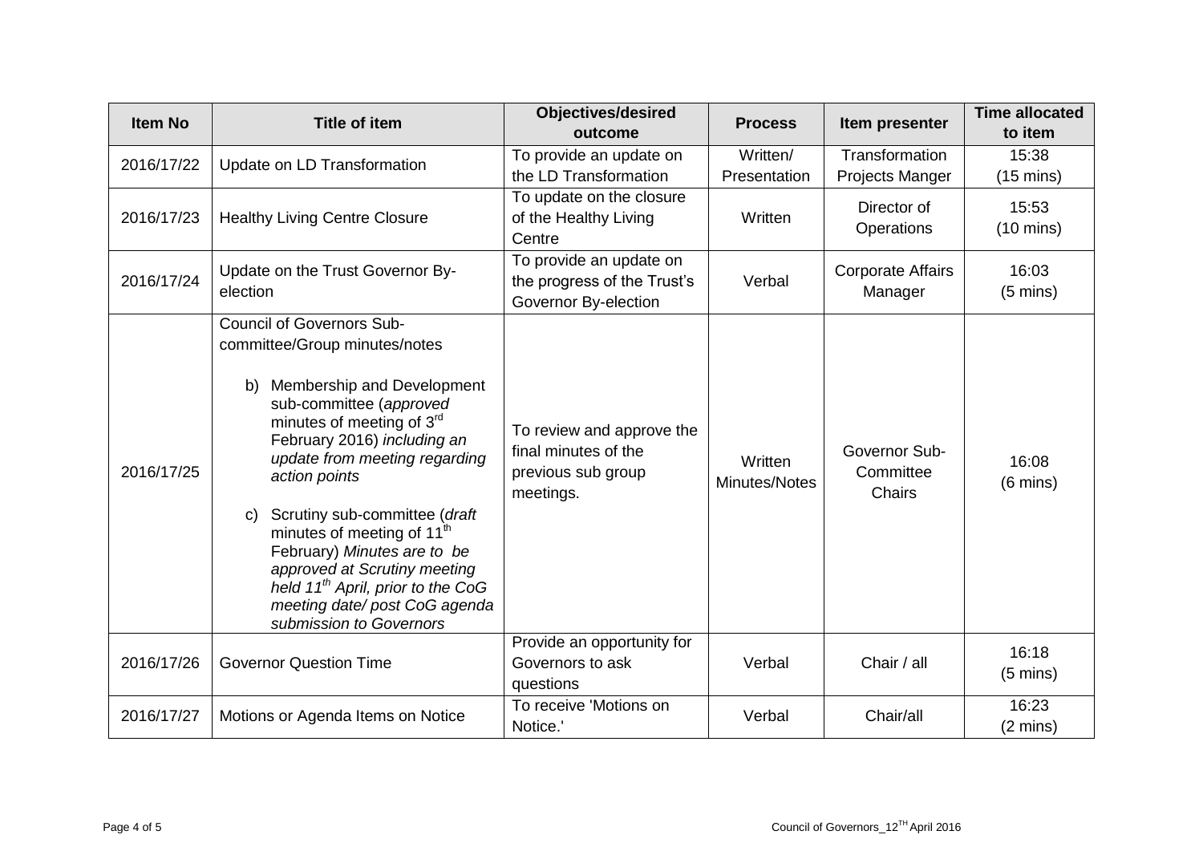| Item No | Title of item | Objectives/desired outcome | Process | Item presenter | Time allocated to item |
|---|---|---|---|---|---|
| 2016/17/22 | Update on LD Transformation | To provide an update on the LD Transformation | Written/ Presentation | Transformation Projects Manger | 15:38 (15 mins) |
| 2016/17/23 | Healthy Living Centre Closure | To update on the closure of the Healthy Living Centre | Written | Director of Operations | 15:53 (10 mins) |
| 2016/17/24 | Update on the Trust Governor By-election | To provide an update on the progress of the Trust's Governor By-election | Verbal | Corporate Affairs Manager | 16:03 (5 mins) |
| 2016/17/25 | Council of Governors Sub-committee/Group minutes/notes<br><br>b) Membership and Development sub-committee (*approved* minutes of meeting of 3rd February 2016) *including an update from meeting regarding action points*<br><br>c) Scrutiny sub-committee (*draft* minutes of meeting of 11th February) *Minutes are to be approved at Scrutiny meeting held 11th April, prior to the CoG meeting date/ post CoG agenda submission to Governors* | To review and approve the final minutes of the previous sub group meetings. | Written Minutes/Notes | Governor Sub-Committee Chairs | 16:08 (6 mins) |
| 2016/17/26 | Governor Question Time | Provide an opportunity for Governors to ask questions | Verbal | Chair / all | 16:18 (5 mins) |
| 2016/17/27 | Motions or Agenda Items on Notice | To receive 'Motions on Notice.' | Verbal | Chair/all | 16:23 (2 mins) |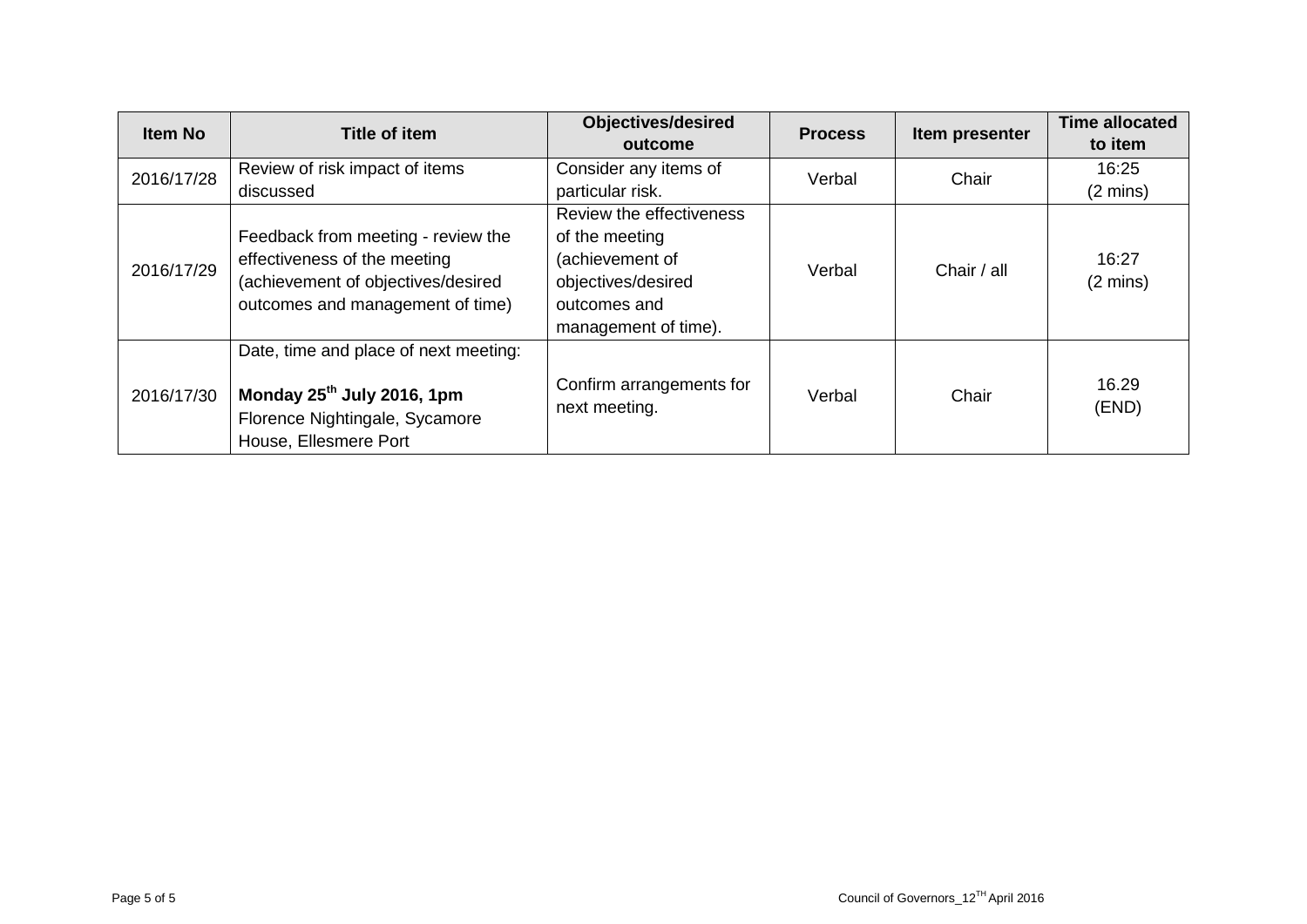| Item No | Title of item | Objectives/desired outcome | Process | Item presenter | Time allocated to item |
|---|---|---|---|---|---|
| 2016/17/28 | Review of risk impact of items discussed | Consider any items of particular risk. | Verbal | Chair | 16:25 (2 mins) |
| 2016/17/29 | Feedback from meeting - review the effectiveness of the meeting (achievement of objectives/desired outcomes and management of time) | Review the effectiveness of the meeting (achievement of objectives/desired outcomes and management of time). | Verbal | Chair / all | 16:27 (2 mins) |
| 2016/17/30 | Date, time and place of next meeting: **Monday 25th July 2016, 1pm** Florence Nightingale, Sycamore House, Ellesmere Port | Confirm arrangements for next meeting. | Verbal | Chair | 16.29 (END) |